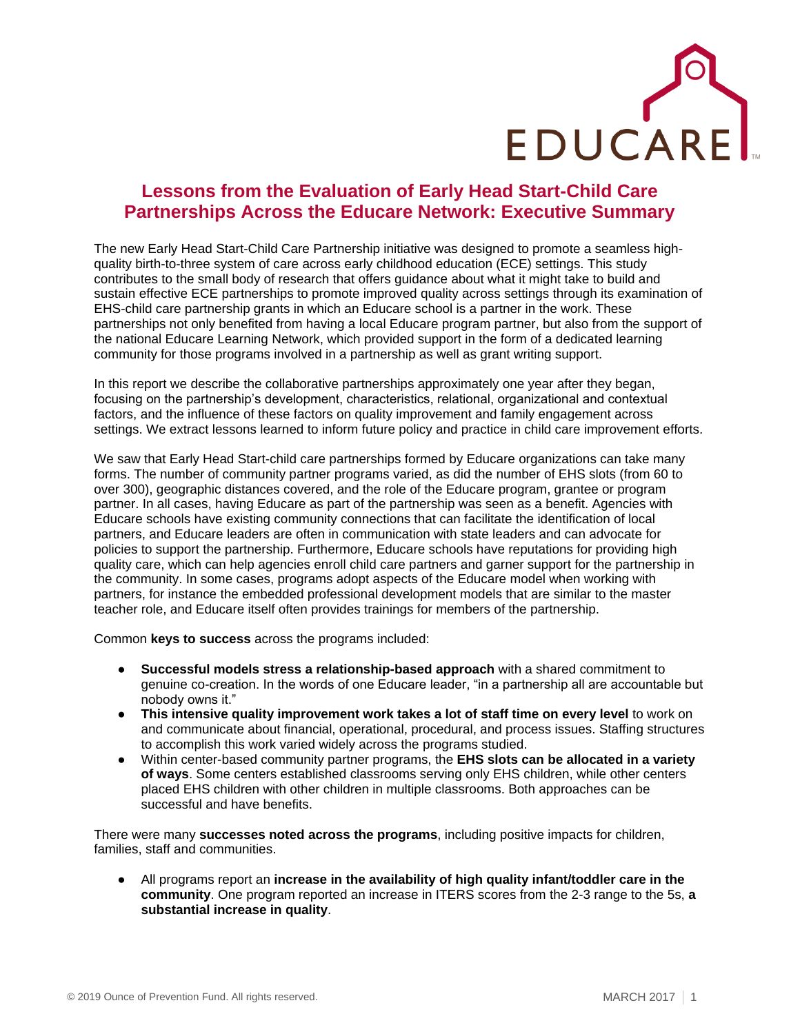# Lessons from the Evaluation of Early Head Start-Child Care Partnerships Across the Educare Network: Executive Summary

The new Early Head Start-Child Care Partnership initiative was designed to promote a seamless high-quality birth-to-three system of care across early childhood education (ECE) settings. This study contributes to the small body of research that offers guidance about what it might take to build and sustain effective ECE partnerships to promote improved quality across settings through its examination of EHS-child care partnership grants in which an Educare school is a partner in the work. These partnerships not only benefited from having a local Educare program partner, but also from the support of the national Educare Learning Network, which provided support in the form of a dedicated learning community for those programs involved in a partnership as well as grant writing support.

In this report we describe the collaborative partnerships approximately one year after they began, focusing on the partnership's development, characteristics, relational, organizational and contextual factors, and the influence of these factors on quality improvement and family engagement across settings. We extract lessons learned to inform future policy and practice in child care improvement efforts.

We saw that Early Head Start-child care partnerships formed by Educare organizations can take many forms. The number of community partner programs varied, as did the number of EHS slots (from 60 to over 300), geographic distances covered, and the role of the Educare program, grantee or program partner. In all cases, having Educare as part of the partnership was seen as a benefit. Agencies with Educare schools have existing community connections that can facilitate the identification of local partners, and Educare leaders are often in communication with state leaders and can advocate for policies to support the partnership. Furthermore, Educare schools have reputations for providing high quality care, which can help agencies enroll child care partners and garner support for the partnership in the community. In some cases, programs adopt aspects of the Educare model when working with partners, for instance the embedded professional development models that are similar to the master teacher role, and Educare itself often provides trainings for members of the partnership.

Common **keys to success** across the programs included:

- **Successful models stress a relationship-based approach** with a shared commitment to genuine co-creation. In the words of one Educare leader, "in a partnership all are accountable but nobody owns it."
- **This intensive quality improvement work takes a lot of staff time on every level** to work on and communicate about financial, operational, procedural, and process issues. Staffing structures to accomplish this work varied widely across the programs studied.
- Within center-based community partner programs, the **EHS slots can be allocated in a variety of ways**. Some centers established classrooms serving only EHS children, while other centers placed EHS children with other children in multiple classrooms. Both approaches can be successful and have benefits.

There were many **successes noted across the programs**, including positive impacts for children, families, staff and communities.

- All programs report an **increase in the availability of high quality infant/toddler care in the community**. One program reported an increase in ITERS scores from the 2-3 range to the 5s, **a substantial increase in quality**.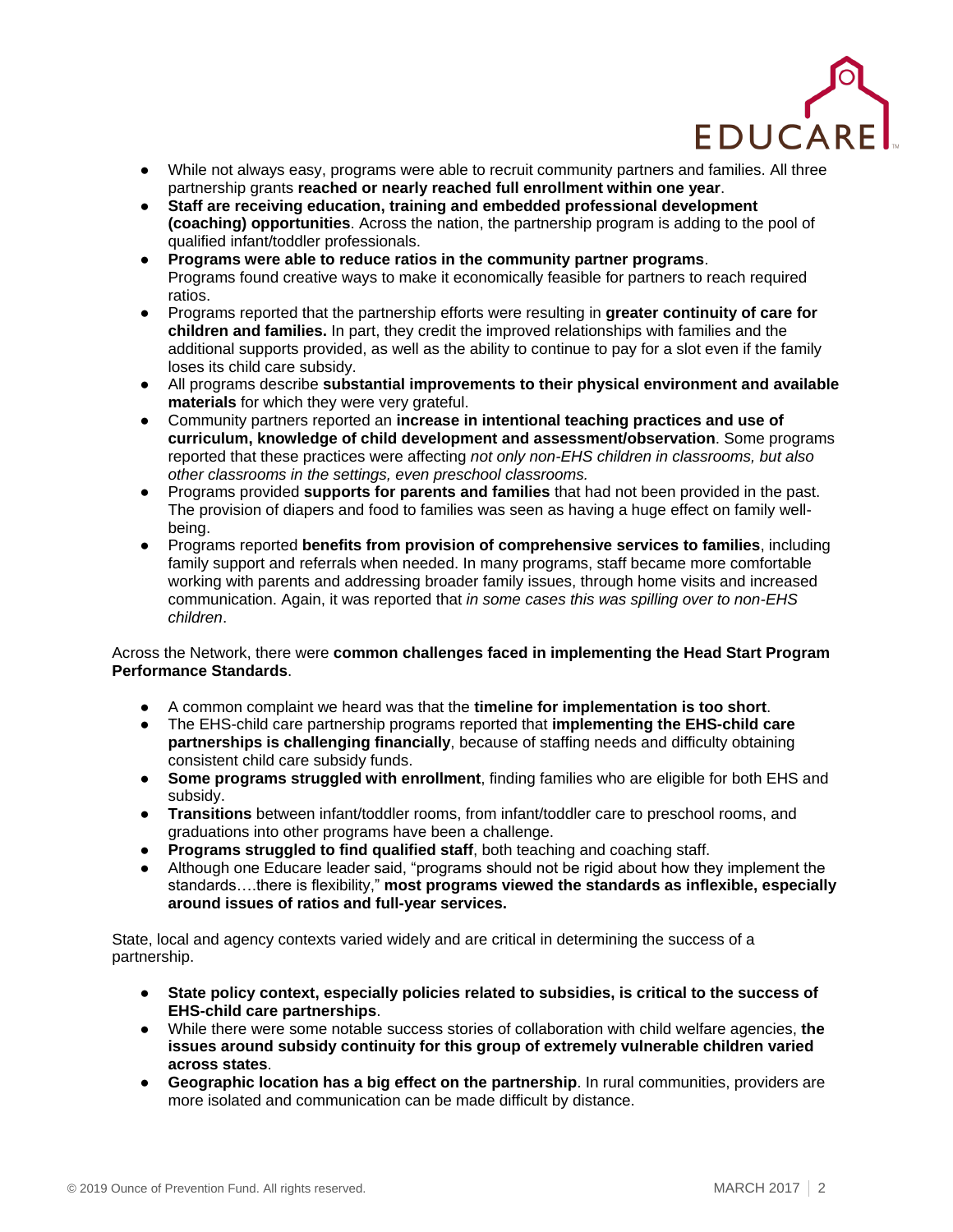- While not always easy, programs were able to recruit community partners and families. All three partnership grants **reached or nearly reached full enrollment within one year**.
- **Staff are receiving education, training and embedded professional development (coaching) opportunities**. Across the nation, the partnership program is adding to the pool of qualified infant/toddler professionals.
- **Programs were able to reduce ratios in the community partner programs**. Programs found creative ways to make it economically feasible for partners to reach required ratios.
- Programs reported that the partnership efforts were resulting in **greater continuity of care for children and families.** In part, they credit the improved relationships with families and the additional supports provided, as well as the ability to continue to pay for a slot even if the family loses its child care subsidy.
- All programs describe **substantial improvements to their physical environment and available materials** for which they were very grateful.
- Community partners reported an **increase in intentional teaching practices and use of curriculum, knowledge of child development and assessment/observation**. Some programs reported that these practices were affecting *not only non-EHS children in classrooms, but also other classrooms in the settings, even preschool classrooms.*
- Programs provided **supports for parents and families** that had not been provided in the past. The provision of diapers and food to families was seen as having a huge effect on family well-being.
- Programs reported **benefits from provision of comprehensive services to families**, including family support and referrals when needed. In many programs, staff became more comfortable working with parents and addressing broader family issues, through home visits and increased communication. Again, it was reported that *in some cases this was spilling over to non-EHS children*.

Across the Network, there were **common challenges faced in implementing the Head Start Program Performance Standards**.

- A common complaint we heard was that the **timeline for implementation is too short**.
- The EHS-child care partnership programs reported that **implementing the EHS-child care partnerships is challenging financially**, because of staffing needs and difficulty obtaining consistent child care subsidy funds.
- **Some programs struggled with enrollment**, finding families who are eligible for both EHS and subsidy.
- **Transitions** between infant/toddler rooms, from infant/toddler care to preschool rooms, and graduations into other programs have been a challenge.
- **Programs struggled to find qualified staff**, both teaching and coaching staff.
- Although one Educare leader said, "programs should not be rigid about how they implement the standards….there is flexibility," **most programs viewed the standards as inflexible, especially around issues of ratios and full-year services.**

State, local and agency contexts varied widely and are critical in determining the success of a partnership.

- **State policy context, especially policies related to subsidies, is critical to the success of EHS-child care partnerships**.
- While there were some notable success stories of collaboration with child welfare agencies, **the issues around subsidy continuity for this group of extremely vulnerable children varied across states**.
- **Geographic location has a big effect on the partnership**. In rural communities, providers are more isolated and communication can be made difficult by distance.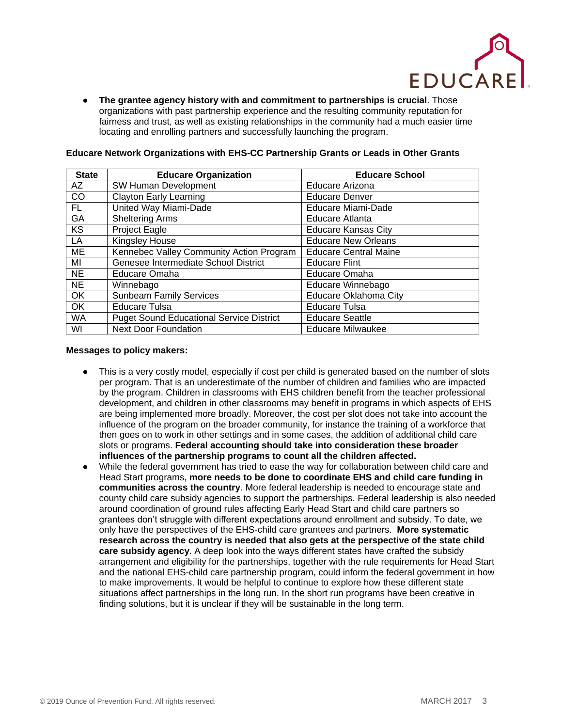- **The grantee agency history with and commitment to partnerships is crucial**. Those organizations with past partnership experience and the resulting community reputation for fairness and trust, as well as existing relationships in the community had a much easier time locating and enrolling partners and successfully launching the program.

**Educare Network Organizations with EHS-CC Partnership Grants or Leads in Other Grants**

| State | Educare Organization | Educare School |
|---|---|---|
| AZ | SW Human Development | Educare Arizona |
| CO | Clayton Early Learning | Educare Denver |
| FL | United Way Miami-Dade | Educare Miami-Dade |
| GA | Sheltering Arms | Educare Atlanta |
| KS | Project Eagle | Educare Kansas City |
| LA | Kingsley House | Educare New Orleans |
| ME | Kennebec Valley Community Action Program | Educare Central Maine |
| MI | Genesee Intermediate School District | Educare Flint |
| NE | Educare Omaha | Educare Omaha |
| NE | Winnebago | Educare Winnebago |
| OK | Sunbeam Family Services | Educare Oklahoma City |
| OK | Educare Tulsa | Educare Tulsa |
| WA | Puget Sound Educational Service District | Educare Seattle |
| WI | Next Door Foundation | Educare Milwaukee |

**Messages to policy makers:**

- This is a very costly model, especially if cost per child is generated based on the number of slots per program. That is an underestimate of the number of children and families who are impacted by the program. Children in classrooms with EHS children benefit from the teacher professional development, and children in other classrooms may benefit in programs in which aspects of EHS are being implemented more broadly. Moreover, the cost per slot does not take into account the influence of the program on the broader community, for instance the training of a workforce that then goes on to work in other settings and in some cases, the addition of additional child care slots or programs. **Federal accounting should take into consideration these broader influences of the partnership programs to count all the children affected.**
- While the federal government has tried to ease the way for collaboration between child care and Head Start programs, **more needs to be done to coordinate EHS and child care funding in communities across the country**. More federal leadership is needed to encourage state and county child care subsidy agencies to support the partnerships. Federal leadership is also needed around coordination of ground rules affecting Early Head Start and child care partners so grantees don't struggle with different expectations around enrollment and subsidy. To date, we only have the perspectives of the EHS-child care grantees and partners. **More systematic research across the country is needed that also gets at the perspective of the state child care subsidy agency**. A deep look into the ways different states have crafted the subsidy arrangement and eligibility for the partnerships, together with the rule requirements for Head Start and the national EHS-child care partnership program, could inform the federal government in how to make improvements. It would be helpful to continue to explore how these different state situations affect partnerships in the long run. In the short run programs have been creative in finding solutions, but it is unclear if they will be sustainable in the long term.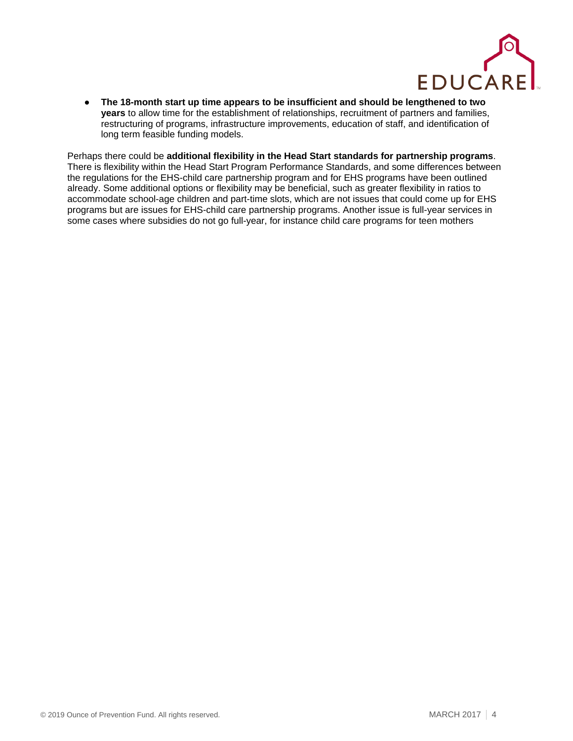- **The 18-month start up time appears to be insufficient and should be lengthened to two years** to allow time for the establishment of relationships, recruitment of partners and families, restructuring of programs, infrastructure improvements, education of staff, and identification of long term feasible funding models.

Perhaps there could be **additional flexibility in the Head Start standards for partnership programs**. There is flexibility within the Head Start Program Performance Standards, and some differences between the regulations for the EHS-child care partnership program and for EHS programs have been outlined already. Some additional options or flexibility may be beneficial, such as greater flexibility in ratios to accommodate school-age children and part-time slots, which are not issues that could come up for EHS programs but are issues for EHS-child care partnership programs. Another issue is full-year services in some cases where subsidies do not go full-year, for instance child care programs for teen mothers